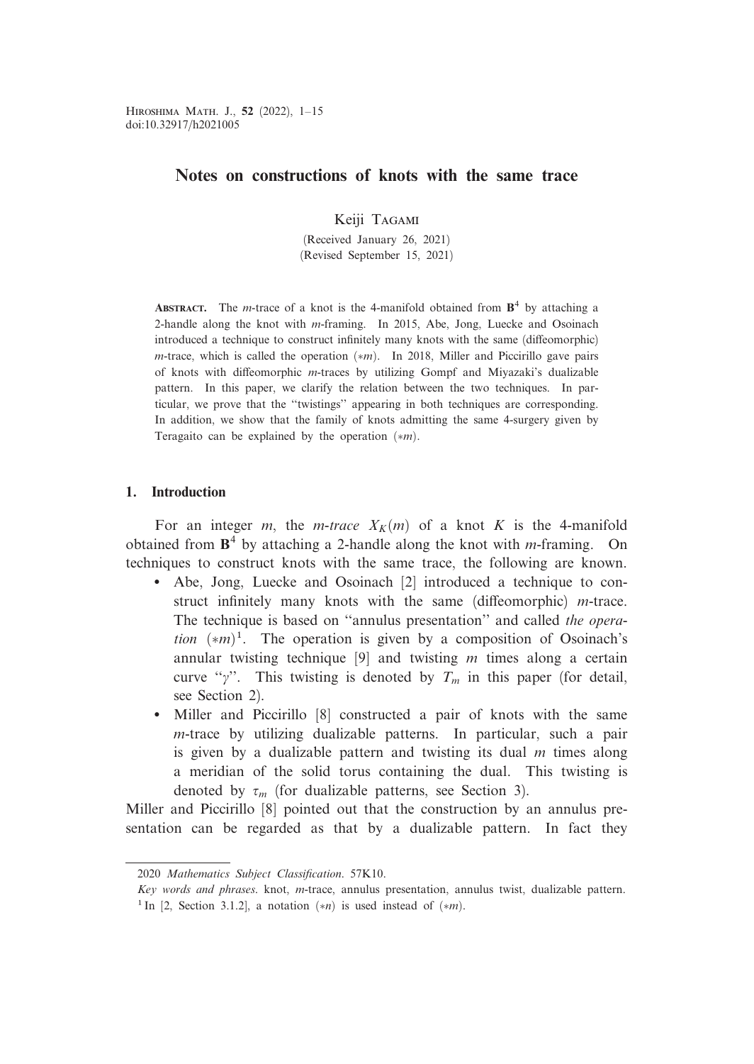# Notes on constructions of knots with the same trace

Keiji Tagami

(Received January 26, 2021)
(Revised September 15, 2021)

**Abstract.** The $m$-trace of a knot is the 4-manifold obtained from $\mathbf{B}^4$ by attaching a 2-handle along the knot with $m$-framing. In 2015, Abe, Jong, Luecke and Osoinach introduced a technique to construct infinitely many knots with the same (diffeomorphic) $m$-trace, which is called the operation $(*m)$. In 2018, Miller and Piccirillo gave pairs of knots with diffeomorphic $m$-traces by utilizing Gompf and Miyazaki's dualizable pattern. In this paper, we clarify the relation between the two techniques. In particular, we prove that the "twistings" appearing in both techniques are corresponding. In addition, we show that the family of knots admitting the same 4-surgery given by Teragaito can be explained by the operation $(*m)$.

## 1. Introduction

For an integer $m$, the *$m$-trace* $X_K(m)$ of a knot $K$ is the 4-manifold obtained from $\mathbf{B}^4$ by attaching a 2-handle along the knot with $m$-framing. On techniques to construct knots with the same trace, the following are known.

- Abe, Jong, Luecke and Osoinach [2] introduced a technique to construct infinitely many knots with the same (diffeomorphic) $m$-trace. The technique is based on "annulus presentation" and called *the operation* $(*m)$[1]. The operation is given by a composition of Osoinach's annular twisting technique [9] and twisting $m$ times along a certain curve "$\gamma$". This twisting is denoted by $T_m$ in this paper (for detail, see Section 2).
- Miller and Piccirillo [8] constructed a pair of knots with the same $m$-trace by utilizing dualizable patterns. In particular, such a pair is given by a dualizable pattern and twisting its dual $m$ times along a meridian of the solid torus containing the dual. This twisting is denoted by $\tau_m$ (for dualizable patterns, see Section 3).

Miller and Piccirillo [8] pointed out that the construction by an annulus presentation can be regarded as that by a dualizable pattern. In fact they

---

2020 *Mathematics Subject Classification*. 57K10.

*Key words and phrases*. knot, $m$-trace, annulus presentation, annulus twist, dualizable pattern.

[1] In [2, Section 3.1.2], a notation $(*n)$ is used instead of $(*m)$.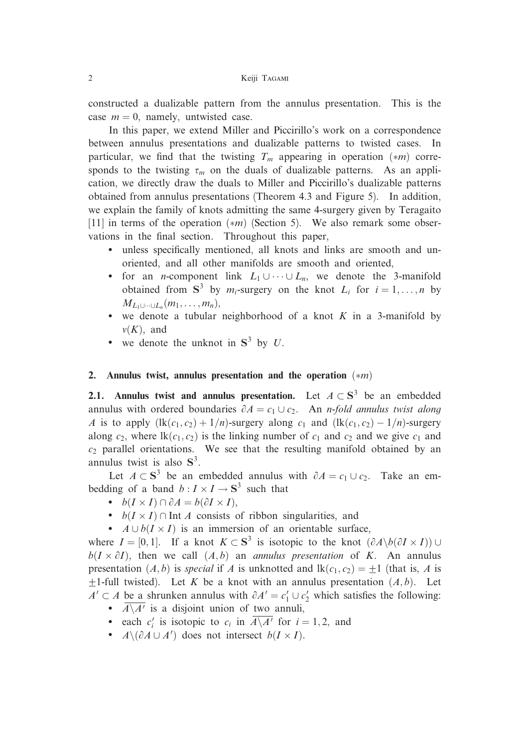constructed a dualizable pattern from the annulus presentation. This is the case $m = 0$, namely, untwisted case.

In this paper, we extend Miller and Piccirillo's work on a correspondence between annulus presentations and dualizable patterns to twisted cases. In particular, we find that the twisting $T_m$ appearing in operation $(*m)$ corresponds to the twisting $\tau_m$ on the duals of dualizable patterns. As an application, we directly draw the duals to Miller and Piccirillo's dualizable patterns obtained from annulus presentations (Theorem 4.3 and Figure 5). In addition, we explain the family of knots admitting the same 4-surgery given by Teragaito [11] in terms of the operation $(*m)$ (Section 5). We also remark some observations in the final section. Throughout this paper,

- unless specifically mentioned, all knots and links are smooth and unoriented, and all other manifolds are smooth and oriented,
- for an $n$-component link $L_1 \cup \cdots \cup L_n$, we denote the 3-manifold obtained from $\mathbf{S}^3$ by $m_i$-surgery on the knot $L_i$ for $i = 1, \ldots, n$ by $M_{L_1 \cup \cdots \cup L_n}(m_1, \ldots, m_n)$,
- we denote a tubular neighborhood of a knot $K$ in a 3-manifold by $\nu(K)$, and
- we denote the unknot in $\mathbf{S}^3$ by $U$.

## 2. Annulus twist, annulus presentation and the operation $(*m)$

**2.1. Annulus twist and annulus presentation.** Let $A \subset \mathbf{S}^3$ be an embedded annulus with ordered boundaries $\partial A = c_1 \cup c_2$. An *$n$-fold annulus twist along* $A$ is to apply $(\mathrm{lk}(c_1, c_2) + 1/n)$-surgery along $c_1$ and $(\mathrm{lk}(c_1, c_2) - 1/n)$-surgery along $c_2$, where $\mathrm{lk}(c_1, c_2)$ is the linking number of $c_1$ and $c_2$ and we give $c_1$ and $c_2$ parallel orientations. We see that the resulting manifold obtained by an annulus twist is also $\mathbf{S}^3$.

Let $A \subset \mathbf{S}^3$ be an embedded annulus with $\partial A = c_1 \cup c_2$. Take an embedding of a band $b : I \times I \to \mathbf{S}^3$ such that

- $b(I \times I) \cap \partial A = b(\partial I \times I)$,
- $b(I \times I) \cap \mathrm{Int}\, A$ consists of ribbon singularities, and
- $A \cup b(I \times I)$ is an immersion of an orientable surface,

where $I = [0, 1]$. If a knot $K \subset \mathbf{S}^3$ is isotopic to the knot $(\partial A \backslash b(\partial I \times I)) \cup b(I \times \partial I)$, then we call $(A, b)$ an *annulus presentation* of $K$. An annulus presentation $(A, b)$ is *special* if $A$ is unknotted and $\mathrm{lk}(c_1, c_2) = \pm 1$ (that is, $A$ is $\pm 1$-full twisted). Let $K$ be a knot with an annulus presentation $(A, b)$. Let $A' \subset A$ be a shrunken annulus with $\partial A' = c_1' \cup c_2'$ which satisfies the following:

- $\overline{A \backslash A'}$ is a disjoint union of two annuli,
- each $c_i'$ is isotopic to $c_i$ in $\overline{A \backslash A'}$ for $i = 1, 2$, and
- $A \backslash (\partial A \cup A')$ does not intersect $b(I \times I)$.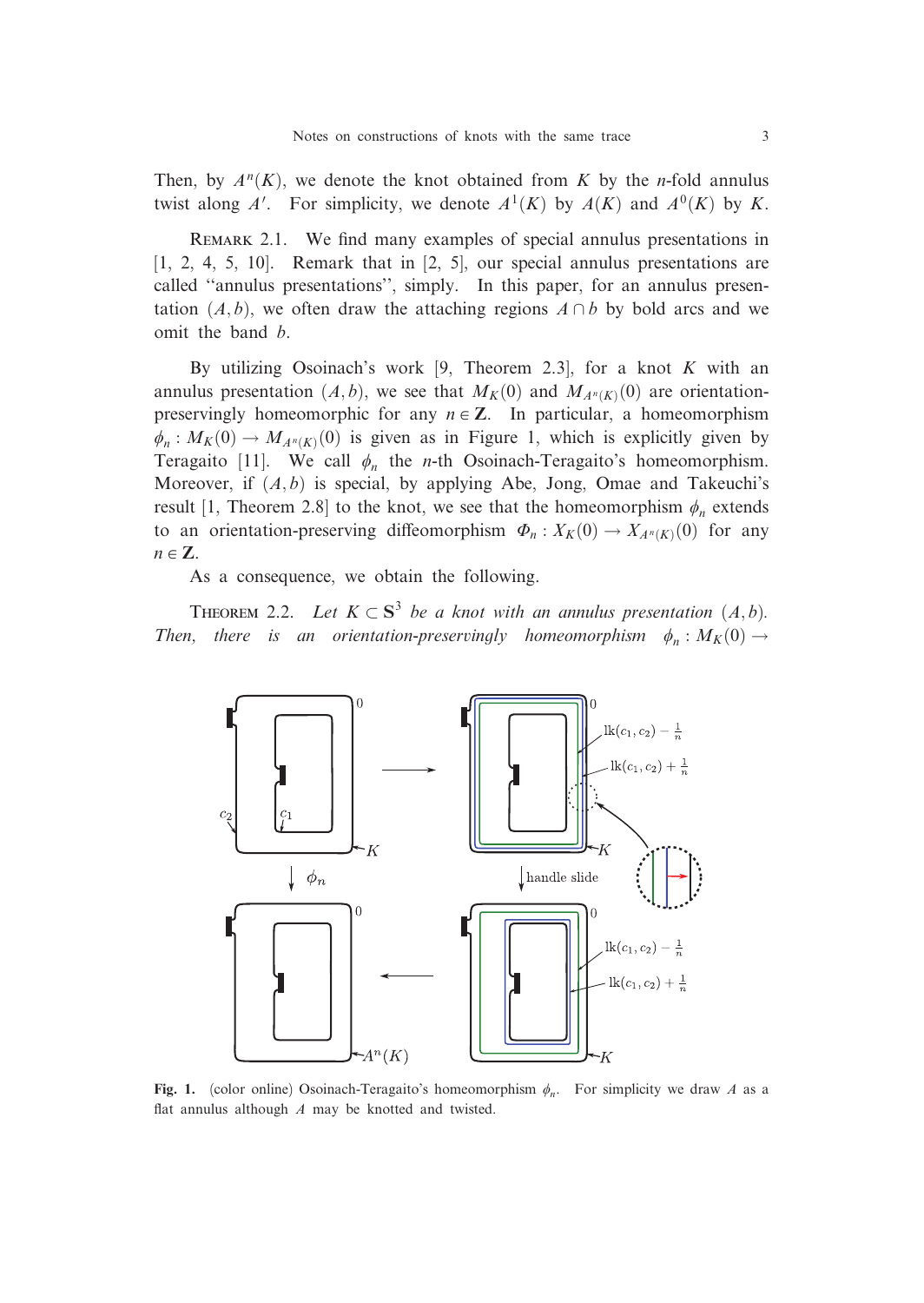Then, by $A^n(K)$, we denote the knot obtained from $K$ by the $n$-fold annulus twist along $A'$. For simplicity, we denote $A^1(K)$ by $A(K)$ and $A^0(K)$ by $K$.

Remark 2.1. We find many examples of special annulus presentations in [1, 2, 4, 5, 10]. Remark that in [2, 5], our special annulus presentations are called "annulus presentations", simply. In this paper, for an annulus presentation $(A, b)$, we often draw the attaching regions $A \cap b$ by bold arcs and we omit the band $b$.

By utilizing Osoinach's work [9, Theorem 2.3], for a knot $K$ with an annulus presentation $(A, b)$, we see that $M_K(0)$ and $M_{A^n(K)}(0)$ are orientation-preservingly homeomorphic for any $n \in \mathbf{Z}$. In particular, a homeomorphism $\phi_n : M_K(0) \to M_{A^n(K)}(0)$ is given as in Figure 1, which is explicitly given by Teragaito [11]. We call $\phi_n$ the $n$-th Osoinach-Teragaito's homeomorphism. Moreover, if $(A, b)$ is special, by applying Abe, Jong, Omae and Takeuchi's result [1, Theorem 2.8] to the knot, we see that the homeomorphism $\phi_n$ extends to an orientation-preserving diffeomorphism $\Phi_n : X_K(0) \to X_{A^n(K)}(0)$ for any $n \in \mathbf{Z}$.

As a consequence, we obtain the following.

Theorem 2.2. *Let $K \subset \mathbf{S}^3$ be a knot with an annulus presentation $(A, b)$. Then, there is an orientation-preservingly homeomorphism $\phi_n : M_K(0) \to$*

**Fig. 1.** (color online) Osoinach-Teragaito's homeomorphism $\phi_n$. For simplicity we draw $A$ as a flat annulus although $A$ may be knotted and twisted.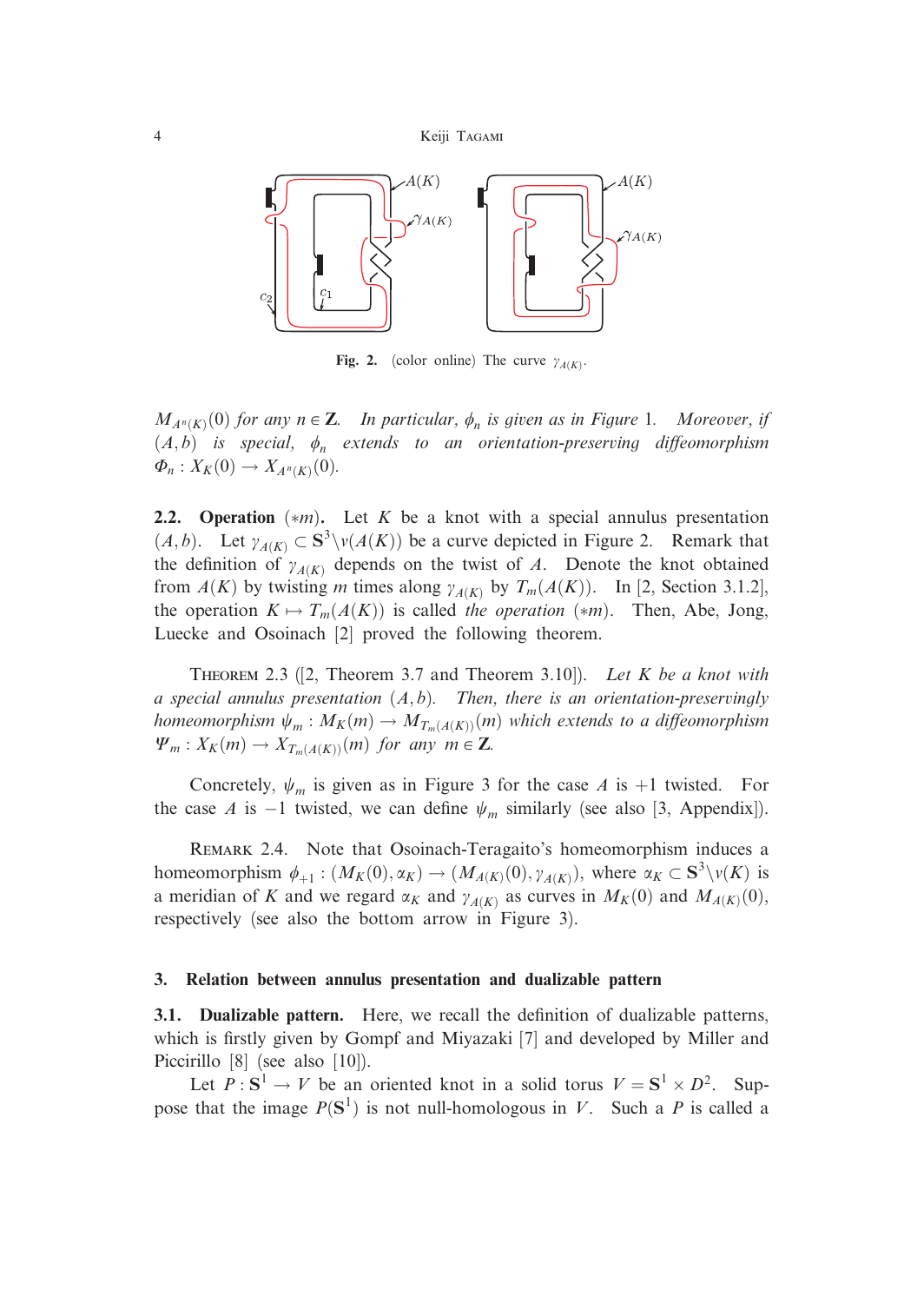**Fig. 2.** (color online) The curve $\gamma_{A(K)}$.

$M_{A^n(K)}(0)$ *for any* $n \in \mathbf{Z}$. *In particular,* $\phi_n$ *is given as in Figure* 1. *Moreover, if* $(A, b)$ *is special,* $\phi_n$ *extends to an orientation-preserving diffeomorphism* $\Phi_n : X_K(0) \to X_{A^n(K)}(0)$.

**2.2. Operation** $(*m)$**.** Let $K$ be a knot with a special annulus presentation $(A, b)$. Let $\gamma_{A(K)} \subset \mathbf{S}^3 \setminus \nu(A(K))$ be a curve depicted in Figure 2. Remark that the definition of $\gamma_{A(K)}$ depends on the twist of $A$. Denote the knot obtained from $A(K)$ by twisting $m$ times along $\gamma_{A(K)}$ by $T_m(A(K))$. In [2, Section 3.1.2], the operation $K \mapsto T_m(A(K))$ is called *the operation* $(*m)$. Then, Abe, Jong, Luecke and Osoinach [2] proved the following theorem.

Theorem 2.3 ([2, Theorem 3.7 and Theorem 3.10]). *Let* $K$ *be a knot with a special annulus presentation* $(A, b)$. *Then, there is an orientation-preservingly homeomorphism* $\psi_m : M_K(m) \to M_{T_m(A(K))}(m)$ *which extends to a diffeomorphism* $\Psi_m : X_K(m) \to X_{T_m(A(K))}(m)$ *for any* $m \in \mathbf{Z}$.

Concretely, $\psi_m$ is given as in Figure 3 for the case $A$ is $+1$ twisted. For the case $A$ is $-1$ twisted, we can define $\psi_m$ similarly (see also [3, Appendix]).

Remark 2.4. Note that Osoinach-Teragaito's homeomorphism induces a homeomorphism $\phi_{+1} : (M_K(0), \alpha_K) \to (M_{A(K)}(0), \gamma_{A(K)})$, where $\alpha_K \subset \mathbf{S}^3 \setminus \nu(K)$ is a meridian of $K$ and we regard $\alpha_K$ and $\gamma_{A(K)}$ as curves in $M_K(0)$ and $M_{A(K)}(0)$, respectively (see also the bottom arrow in Figure 3).

## 3. Relation between annulus presentation and dualizable pattern

**3.1. Dualizable pattern.** Here, we recall the definition of dualizable patterns, which is firstly given by Gompf and Miyazaki [7] and developed by Miller and Piccirillo [8] (see also [10]).

Let $P : \mathbf{S}^1 \to V$ be an oriented knot in a solid torus $V = \mathbf{S}^1 \times D^2$. Suppose that the image $P(\mathbf{S}^1)$ is not null-homologous in $V$. Such a $P$ is called a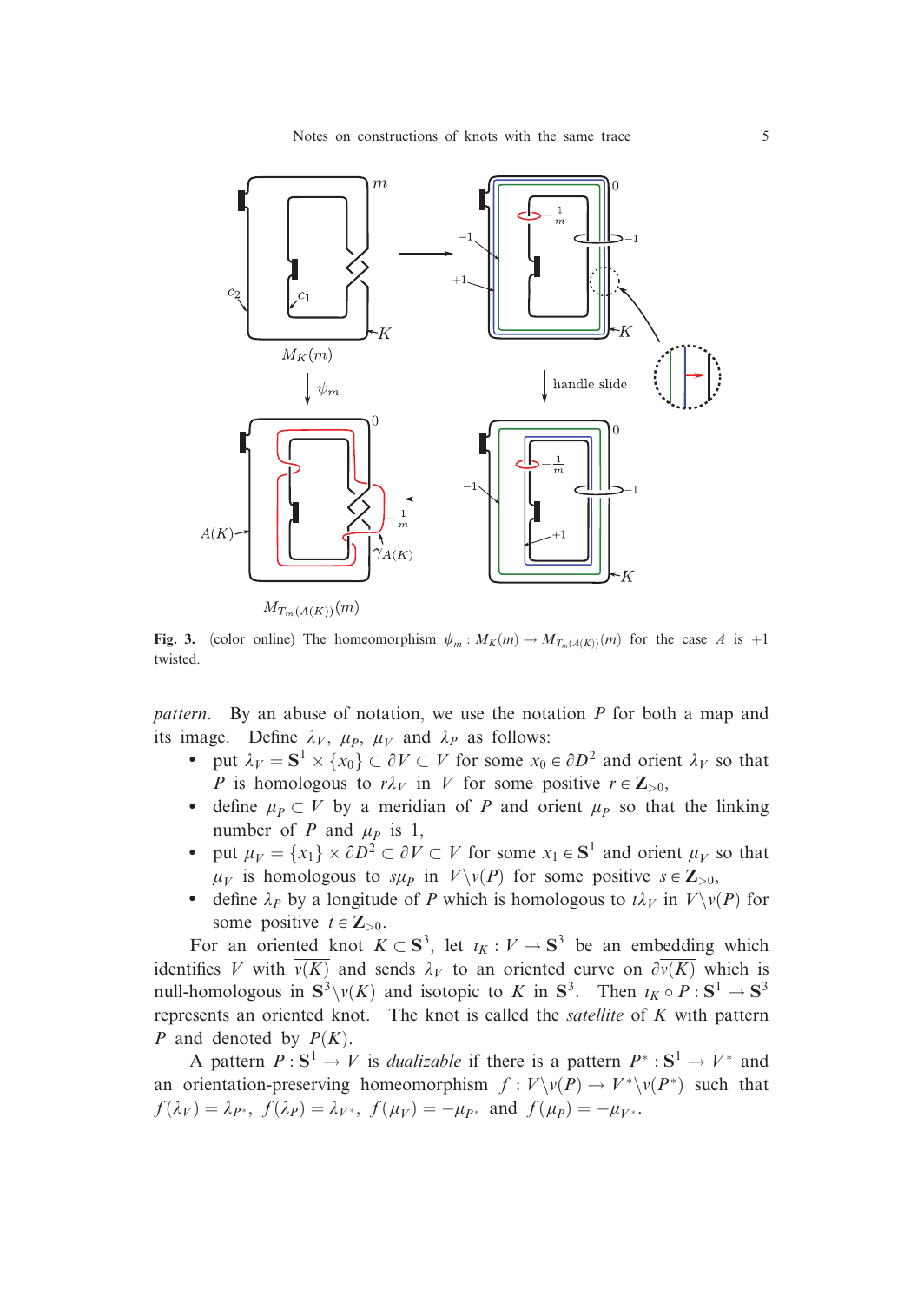**Fig. 3.** (color online) The homeomorphism $\psi_m : M_K(m) \to M_{T_m(A(K))}(m)$ for the case $A$ is $+1$ twisted.

*pattern*. By an abuse of notation, we use the notation $P$ for both a map and its image. Define $\lambda_V$, $\mu_P$, $\mu_V$ and $\lambda_P$ as follows:

- put $\lambda_V = \mathbf{S}^1 \times \{x_0\} \subset \partial V \subset V$ for some $x_0 \in \partial D^2$ and orient $\lambda_V$ so that $P$ is homologous to $r\lambda_V$ in $V$ for some positive $r \in \mathbf{Z}_{>0}$,
- define $\mu_P \subset V$ by a meridian of $P$ and orient $\mu_P$ so that the linking number of $P$ and $\mu_P$ is 1,
- put $\mu_V = \{x_1\} \times \partial D^2 \subset \partial V \subset V$ for some $x_1 \in \mathbf{S}^1$ and orient $\mu_V$ so that $\mu_V$ is homologous to $s\mu_P$ in $V \backslash \nu(P)$ for some positive $s \in \mathbf{Z}_{>0}$,
- define $\lambda_P$ by a longitude of $P$ which is homologous to $t\lambda_V$ in $V \backslash \nu(P)$ for some positive $t \in \mathbf{Z}_{>0}$.

For an oriented knot $K \subset \mathbf{S}^3$, let $\iota_K : V \to \mathbf{S}^3$ be an embedding which identifies $V$ with $\overline{\nu(K)}$ and sends $\lambda_V$ to an oriented curve on $\partial\overline{\nu(K)}$ which is null-homologous in $\mathbf{S}^3 \backslash \nu(K)$ and isotopic to $K$ in $\mathbf{S}^3$. Then $\iota_K \circ P : \mathbf{S}^1 \to \mathbf{S}^3$ represents an oriented knot. The knot is called the *satellite* of $K$ with pattern $P$ and denoted by $P(K)$.

A pattern $P : \mathbf{S}^1 \to V$ is *dualizable* if there is a pattern $P^* : \mathbf{S}^1 \to V^*$ and an orientation-preserving homeomorphism $f : V \backslash \nu(P) \to V^* \backslash \nu(P^*)$ such that $f(\lambda_V) = \lambda_{P^*}$, $f(\lambda_P) = \lambda_{V^*}$, $f(\mu_V) = -\mu_{P^*}$ and $f(\mu_P) = -\mu_{V^*}$.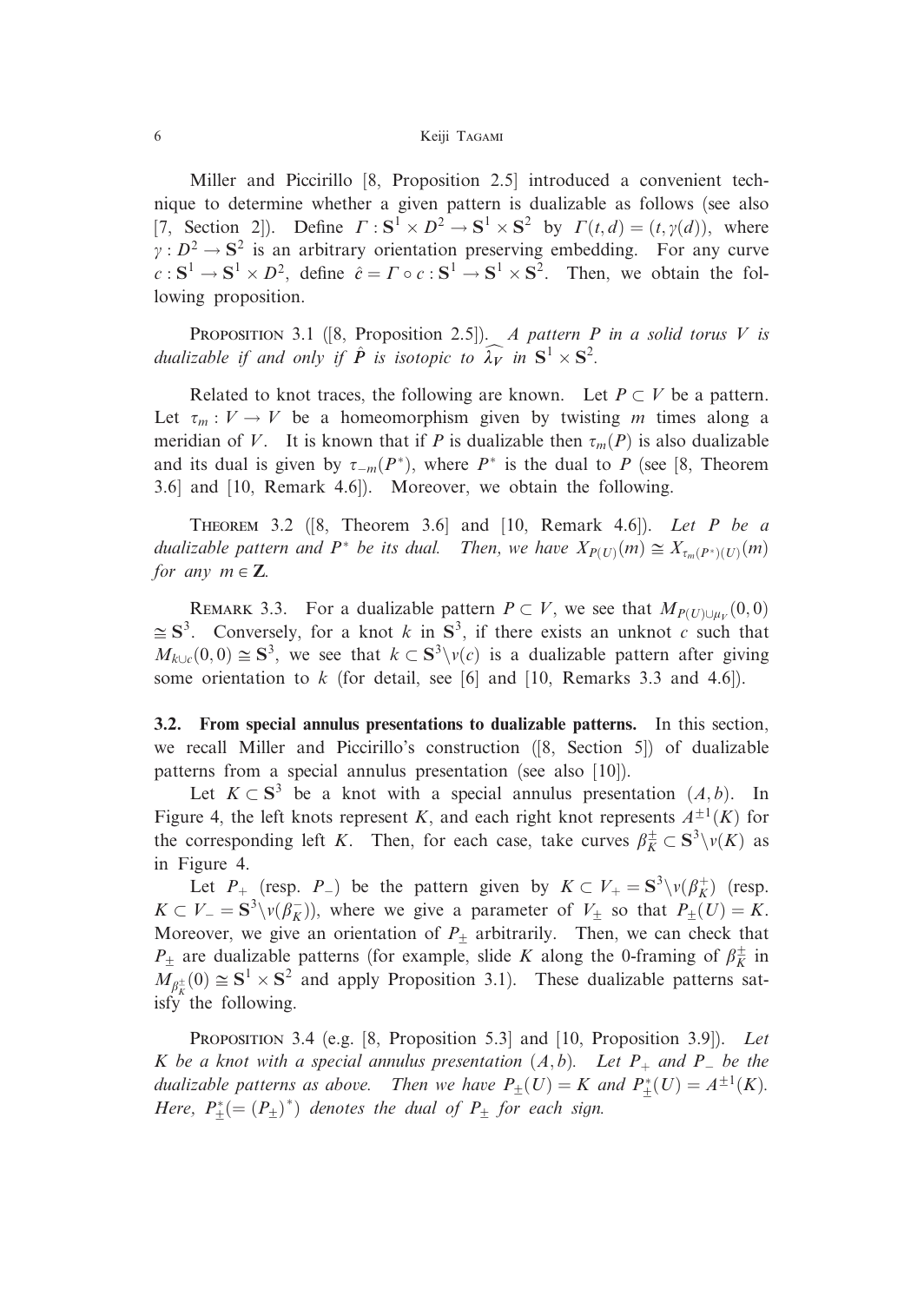Miller and Piccirillo [8, Proposition 2.5] introduced a convenient technique to determine whether a given pattern is dualizable as follows (see also [7, Section 2]). Define $\Gamma : \mathbf{S}^1 \times D^2 \to \mathbf{S}^1 \times \mathbf{S}^2$ by $\Gamma(t,d) = (t, \gamma(d))$, where $\gamma : D^2 \to \mathbf{S}^2$ is an arbitrary orientation preserving embedding. For any curve $c : \mathbf{S}^1 \to \mathbf{S}^1 \times D^2$, define $\hat{c} = \Gamma \circ c : \mathbf{S}^1 \to \mathbf{S}^1 \times \mathbf{S}^2$. Then, we obtain the following proposition.

Proposition 3.1 ([8, Proposition 2.5]). *A pattern $P$ in a solid torus $V$ is dualizable if and only if $\hat{P}$ is isotopic to $\widehat{\lambda_V}$ in $\mathbf{S}^1 \times \mathbf{S}^2$.*

Related to knot traces, the following are known. Let $P \subset V$ be a pattern. Let $\tau_m : V \to V$ be a homeomorphism given by twisting $m$ times along a meridian of $V$. It is known that if $P$ is dualizable then $\tau_m(P)$ is also dualizable and its dual is given by $\tau_{-m}(P^*)$, where $P^*$ is the dual to $P$ (see [8, Theorem 3.6] and [10, Remark 4.6]). Moreover, we obtain the following.

Theorem 3.2 ([8, Theorem 3.6] and [10, Remark 4.6]). *Let $P$ be a dualizable pattern and $P^*$ be its dual. Then, we have $X_{P(U)}(m) \cong X_{\tau_m(P^*)(U)}(m)$ for any $m \in \mathbf{Z}$.*

Remark 3.3. For a dualizable pattern $P \subset V$, we see that $M_{P(U) \cup \mu_V}(0,0) \cong \mathbf{S}^3$. Conversely, for a knot $k$ in $\mathbf{S}^3$, if there exists an unknot $c$ such that $M_{k \cup c}(0,0) \cong \mathbf{S}^3$, we see that $k \subset \mathbf{S}^3 \backslash \nu(c)$ is a dualizable pattern after giving some orientation to $k$ (for detail, see [6] and [10, Remarks 3.3 and 4.6]).

### 3.2. From special annulus presentations to dualizable patterns.

In this section, we recall Miller and Piccirillo's construction ([8, Section 5]) of dualizable patterns from a special annulus presentation (see also [10]).

Let $K \subset \mathbf{S}^3$ be a knot with a special annulus presentation $(A, b)$. In Figure 4, the left knots represent $K$, and each right knot represents $A^{\pm 1}(K)$ for the corresponding left $K$. Then, for each case, take curves $\beta_K^{\pm} \subset \mathbf{S}^3 \backslash \nu(K)$ as in Figure 4.

Let $P_+$ (resp. $P_-$) be the pattern given by $K \subset V_+ = \mathbf{S}^3 \backslash \nu(\beta_K^+)$ (resp. $K \subset V_- = \mathbf{S}^3 \backslash \nu(\beta_K^-)$), where we give a parameter of $V_{\pm}$ so that $P_{\pm}(U) = K$. Moreover, we give an orientation of $P_{\pm}$ arbitrarily. Then, we can check that $P_{\pm}$ are dualizable patterns (for example, slide $K$ along the 0-framing of $\beta_K^{\pm}$ in $M_{\beta_K^{\pm}}(0) \cong \mathbf{S}^1 \times \mathbf{S}^2$ and apply Proposition 3.1). These dualizable patterns satisfy the following.

Proposition 3.4 (e.g. [8, Proposition 5.3] and [10, Proposition 3.9]). *Let $K$ be a knot with a special annulus presentation $(A, b)$. Let $P_+$ and $P_-$ be the dualizable patterns as above. Then we have $P_{\pm}(U) = K$ and $P_{\pm}^*(U) = A^{\pm 1}(K)$. Here, $P_{\pm}^* (= (P_{\pm})^*)$ denotes the dual of $P_{\pm}$ for each sign.*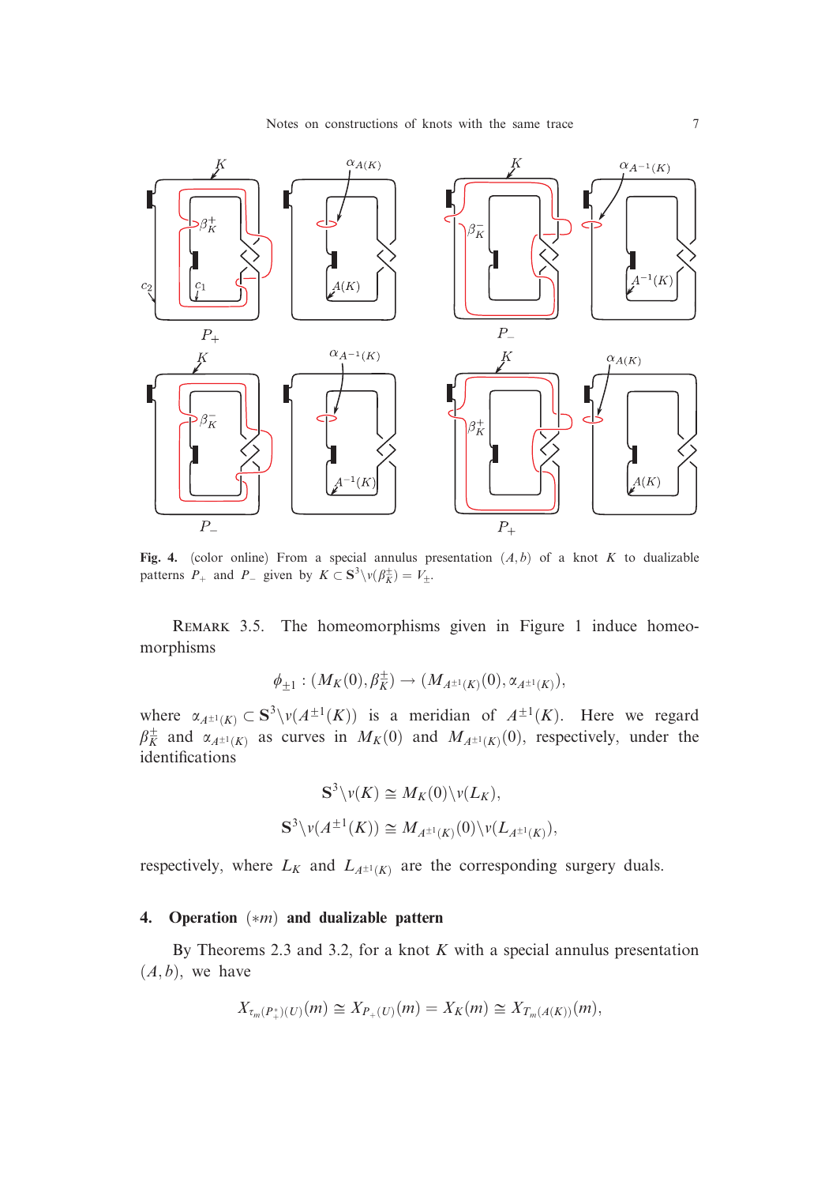**Fig. 4.** (color online) From a special annulus presentation $(A, b)$ of a knot $K$ to dualizable patterns $P_+$ and $P_-$ given by $K \subset \mathbf{S}^3 \backslash \nu(\beta_K^{\pm}) = V_{\pm}$.

REMARK 3.5. The homeomorphisms given in Figure 1 induce homeomorphisms

$$\phi_{\pm 1} : (M_K(0), \beta_K^{\pm}) \to (M_{A^{\pm 1}(K)}(0), \alpha_{A^{\pm 1}(K)}),$$

where $\alpha_{A^{\pm 1}(K)} \subset \mathbf{S}^3 \backslash \nu(A^{\pm 1}(K))$ is a meridian of $A^{\pm 1}(K)$. Here we regard $\beta_K^{\pm}$ and $\alpha_{A^{\pm 1}(K)}$ as curves in $M_K(0)$ and $M_{A^{\pm 1}(K)}(0)$, respectively, under the identifications

$$\mathbf{S}^3 \backslash \nu(K) \cong M_K(0) \backslash \nu(L_K),$$

$$\mathbf{S}^3 \backslash \nu(A^{\pm 1}(K)) \cong M_{A^{\pm 1}(K)}(0) \backslash \nu(L_{A^{\pm 1}(K)}),$$

respectively, where $L_K$ and $L_{A^{\pm 1}(K)}$ are the corresponding surgery duals.

## 4. Operation $(*m)$ and dualizable pattern

By Theorems 2.3 and 3.2, for a knot $K$ with a special annulus presentation $(A, b)$, we have

$$X_{\tau_m(P_+^*)(U)}(m) \cong X_{P_+(U)}(m) = X_K(m) \cong X_{T_m(A(K))}(m),$$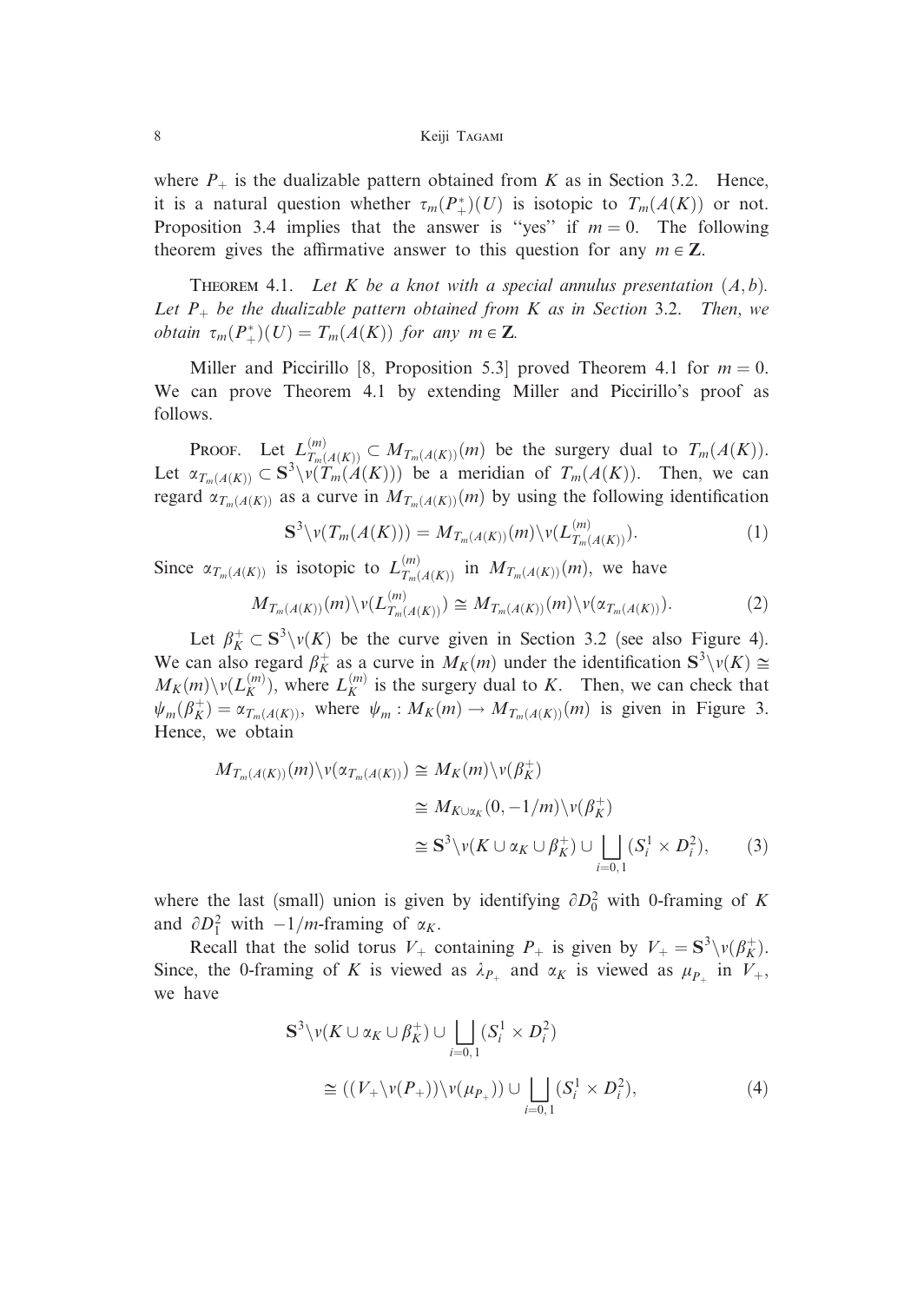where $P_+$ is the dualizable pattern obtained from $K$ as in Section 3.2. Hence, it is a natural question whether $\tau_m(P_+^*)(U)$ is isotopic to $T_m(A(K))$ or not. Proposition 3.4 implies that the answer is "yes" if $m = 0$. The following theorem gives the affirmative answer to this question for any $m \in \mathbf{Z}$.

THEOREM 4.1. *Let $K$ be a knot with a special annulus presentation $(A, b)$. Let $P_+$ be the dualizable pattern obtained from $K$ as in Section 3.2. Then, we obtain $\tau_m(P_+^*)(U) = T_m(A(K))$ for any $m \in \mathbf{Z}$.*

Miller and Piccirillo [8, Proposition 5.3] proved Theorem 4.1 for $m = 0$. We can prove Theorem 4.1 by extending Miller and Piccirillo's proof as follows.

PROOF. Let $L^{(m)}_{T_m(A(K))} \subset M_{T_m(A(K))}(m)$ be the surgery dual to $T_m(A(K))$. Let $\alpha_{T_m(A(K))} \subset \mathbf{S}^3 \backslash \nu(T_m(A(K)))$ be a meridian of $T_m(A(K))$. Then, we can regard $\alpha_{T_m(A(K))}$ as a curve in $M_{T_m(A(K))}(m)$ by using the following identification

$$\mathbf{S}^3 \backslash \nu(T_m(A(K))) = M_{T_m(A(K))}(m) \backslash \nu(L^{(m)}_{T_m(A(K))}). \tag{1}$$

Since $\alpha_{T_m(A(K))}$ is isotopic to $L^{(m)}_{T_m(A(K))}$ in $M_{T_m(A(K))}(m)$, we have

$$M_{T_m(A(K))}(m) \backslash \nu(L^{(m)}_{T_m(A(K))}) \cong M_{T_m(A(K))}(m) \backslash \nu(\alpha_{T_m(A(K))}). \tag{2}$$

Let $\beta^+_K \subset \mathbf{S}^3 \backslash \nu(K)$ be the curve given in Section 3.2 (see also Figure 4). We can also regard $\beta^+_K$ as a curve in $M_K(m)$ under the identification $\mathbf{S}^3 \backslash \nu(K) \cong M_K(m) \backslash \nu(L^{(m)}_K)$, where $L^{(m)}_K$ is the surgery dual to $K$. Then, we can check that $\psi_m(\beta^+_K) = \alpha_{T_m(A(K))}$, where $\psi_m : M_K(m) \to M_{T_m(A(K))}(m)$ is given in Figure 3. Hence, we obtain

$$\begin{aligned}
M_{T_m(A(K))}(m) \backslash \nu(\alpha_{T_m(A(K))}) &\cong M_K(m) \backslash \nu(\beta^+_K) \\
&\cong M_{K \cup \alpha_K}(0, -1/m) \backslash \nu(\beta^+_K) \\
&\cong \mathbf{S}^3 \backslash \nu(K \cup \alpha_K \cup \beta^+_K) \cup \bigsqcup_{i=0,1} (S^1_i \times D^2_i),
\end{aligned} \tag{3}$$

where the last (small) union is given by identifying $\partial D^2_0$ with 0-framing of $K$ and $\partial D^2_1$ with $-1/m$-framing of $\alpha_K$.

Recall that the solid torus $V_+$ containing $P_+$ is given by $V_+ = \mathbf{S}^3 \backslash \nu(\beta^+_K)$. Since, the 0-framing of $K$ is viewed as $\lambda_{P_+}$ and $\alpha_K$ is viewed as $\mu_{P_+}$ in $V_+$, we have

$$\begin{aligned}
&\mathbf{S}^3 \backslash \nu(K \cup \alpha_K \cup \beta^+_K) \cup \bigsqcup_{i=0,1} (S^1_i \times D^2_i) \\
&\qquad \cong ((V_+ \backslash \nu(P_+)) \backslash \nu(\mu_{P_+})) \cup \bigsqcup_{i=0,1} (S^1_i \times D^2_i),
\end{aligned} \tag{4}$$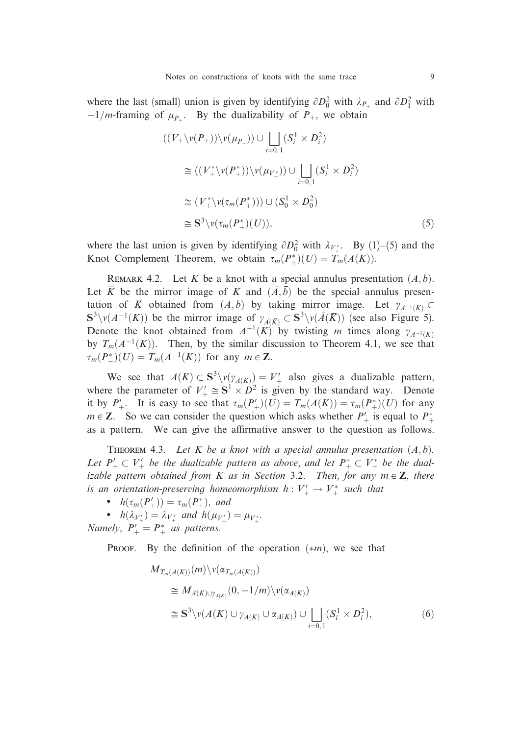where the last (small) union is given by identifying $\partial D_0^2$ with $\lambda_{P_+}$ and $\partial D_1^2$ with $-1/m$-framing of $\mu_{P_+}$. By the dualizability of $P_+$, we obtain

$$
\begin{aligned}
&((V_+ \backslash \nu(P_+)) \backslash \nu(\mu_{P_+})) \cup \bigsqcup_{i=0,1} (S_i^1 \times D_i^2) \\
&\quad \cong ((V_+^* \backslash \nu(P_+^*)) \backslash \nu(\mu_{V_+^*})) \cup \bigsqcup_{i=0,1} (S_i^1 \times D_i^2) \\
&\quad \cong (V_+^* \backslash \nu(\tau_m(P_+^*))) \cup (S_0^1 \times D_0^2) \\
&\quad \cong \mathbf{S}^3 \backslash \nu(\tau_m(P_+^*)(U)),
\end{aligned} \tag{5}
$$

where the last union is given by identifying $\partial D_0^2$ with $\lambda_{V_+^*}$. By (1)–(5) and the Knot Complement Theorem, we obtain $\tau_m(P_+^*)(U) = T_m(A(K))$.

Remark 4.2. Let $K$ be a knot with a special annulus presentation $(A, b)$. Let $\bar{K}$ be the mirror image of $K$ and $(\bar{A}, \bar{b})$ be the special annulus presentation of $\bar{K}$ obtained from $(A, b)$ by taking mirror image. Let $\gamma_{A^{-1}(K)} \subset \mathbf{S}^3 \backslash \nu(A^{-1}(K))$ be the mirror image of $\gamma_{\bar{A}(\bar{K})} \subset \mathbf{S}^3 \backslash \nu(\bar{A}(\bar{K}))$ (see also Figure 5). Denote the knot obtained from $A^{-1}(K)$ by twisting $m$ times along $\gamma_{A^{-1}(K)}$ by $T_m(A^{-1}(K))$. Then, by the similar discussion to Theorem 4.1, we see that $\tau_m(P_-^*)(U) = T_m(A^{-1}(K))$ for any $m \in \mathbf{Z}$.

We see that $A(K) \subset \mathbf{S}^3 \backslash \nu(\gamma_{A(K)}) = V_+'$ also gives a dualizable pattern, where the parameter of $V_+' \cong \mathbf{S}^1 \times D^2$ is given by the standard way. Denote it by $P_+'$. It is easy to see that $\tau_m(P_+')(U) = T_m(A(K)) = \tau_m(P_+^*)(U)$ for any $m \in \mathbf{Z}$. So we can consider the question which asks whether $P_+'$ is equal to $P_+^*$ as a pattern. We can give the affirmative answer to the question as follows.

Theorem 4.3. *Let $K$ be a knot with a special annulus presentation $(A, b)$. Let $P_+' \subset V_+'$ be the dualizable pattern as above, and let $P_+^* \subset V_+^*$ be the dualizable pattern obtained from $K$ as in Section 3.2. Then, for any $m \in \mathbf{Z}$, there is an orientation-preserving homeomorphism $h : V_+' \to V_+^*$ such that*

- $h(\tau_m(P_+')) = \tau_m(P_+^*)$, *and*
- $h(\lambda_{V_+'}) = \lambda_{V_+^*}$ *and* $h(\mu_{V_+'}) = \mu_{V_+^*}$.

*Namely, $P_+' = P_+^*$ as patterns.*

Proof. By the definition of the operation $(*m)$, we see that

$$
\begin{aligned}
&M_{T_m(A(K))}(m) \backslash \nu(\alpha_{T_m(A(K))}) \\
&\quad \cong M_{A(K) \cup \gamma_{A(K)}}(0, -1/m) \backslash \nu(\alpha_{A(K)}) \\
&\quad \cong \mathbf{S}^3 \backslash \nu(A(K) \cup \gamma_{A(K)} \cup \alpha_{A(K)}) \cup \bigsqcup_{i=0,1} (S_i^1 \times D_i^2),
\end{aligned} \tag{6}
$$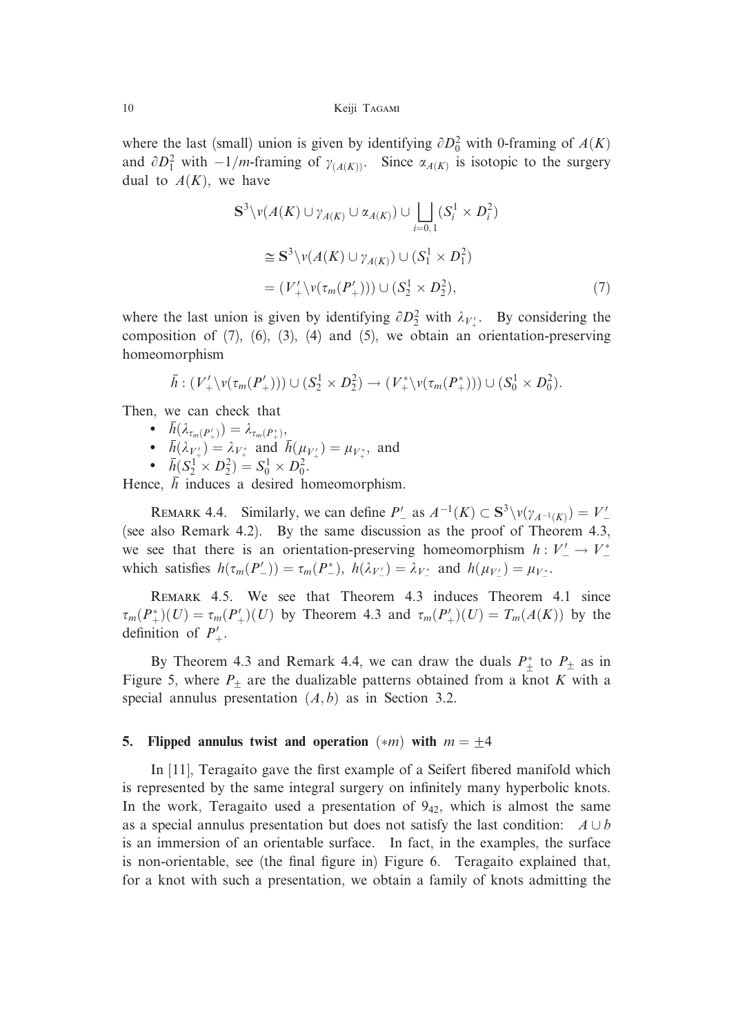where the last (small) union is given by identifying $\partial D_0^2$ with 0-framing of $A(K)$ and $\partial D_1^2$ with $-1/m$-framing of $\gamma_{(A(K))}$. Since $\alpha_{A(K)}$ is isotopic to the surgery dual to $A(K)$, we have

$$
\begin{aligned}
\mathbf{S}^3 \backslash \nu(A(K) \cup \gamma_{A(K)} \cup \alpha_{A(K)}) \cup \bigsqcup_{i=0,1} (S_i^1 \times D_i^2) \\
\cong \mathbf{S}^3 \backslash \nu(A(K) \cup \gamma_{A(K)}) \cup (S_1^1 \times D_1^2) \\
= (V'_+ \backslash \nu(\tau_m(P'_+))) \cup (S_2^1 \times D_2^2), \qquad (7)
\end{aligned}
$$

where the last union is given by identifying $\partial D_2^2$ with $\lambda_{V'_+}$. By considering the composition of (7), (6), (3), (4) and (5), we obtain an orientation-preserving homeomorphism

$$\bar{h} : (V'_+ \backslash \nu(\tau_m(P'_+))) \cup (S_2^1 \times D_2^2) \to (V^*_+ \backslash \nu(\tau_m(P^*_+))) \cup (S_0^1 \times D_0^2).$$

Then, we can check that

- $\bar{h}(\lambda_{\tau_m(P'_+)}) = \lambda_{\tau_m(P^*_+)}$,
- $\bar{h}(\lambda_{V'_+}) = \lambda_{V^*_+}$ and $\bar{h}(\mu_{V'_+}) = \mu_{V^*_+}$, and
- $\bar{h}(S_2^1 \times D_2^2) = S_0^1 \times D_0^2$.

Hence, $\bar{h}$ induces a desired homeomorphism.

Remark 4.4. Similarly, we can define $P'_-$ as $A^{-1}(K) \subset \mathbf{S}^3 \backslash \nu(\gamma_{A^{-1}(K)}) = V'_-$ (see also Remark 4.2). By the same discussion as the proof of Theorem 4.3, we see that there is an orientation-preserving homeomorphism $h : V'_- \to V^*_-$ which satisfies $h(\tau_m(P'_-)) = \tau_m(P^*_-)$, $h(\lambda_{V'_-}) = \lambda_{V^*_-}$ and $h(\mu_{V'_-}) = \mu_{V^*_-}$.

Remark 4.5. We see that Theorem 4.3 induces Theorem 4.1 since $\tau_m(P^*_+)(U) = \tau_m(P'_+)(U)$ by Theorem 4.3 and $\tau_m(P'_+)(U) = T_m(A(K))$ by the definition of $P'_+$.

By Theorem 4.3 and Remark 4.4, we can draw the duals $P^*_\pm$ to $P_\pm$ as in Figure 5, where $P_\pm$ are the dualizable patterns obtained from a knot $K$ with a special annulus presentation $(A, b)$ as in Section 3.2.

## 5. Flipped annulus twist and operation $(*m)$ with $m = \pm 4$

In [11], Teragaito gave the first example of a Seifert fibered manifold which is represented by the same integral surgery on infinitely many hyperbolic knots. In the work, Teragaito used a presentation of $9_{42}$, which is almost the same as a special annulus presentation but does not satisfy the last condition: $A \cup b$ is an immersion of an orientable surface. In fact, in the examples, the surface is non-orientable, see (the final figure in) Figure 6. Teragaito explained that, for a knot with such a presentation, we obtain a family of knots admitting the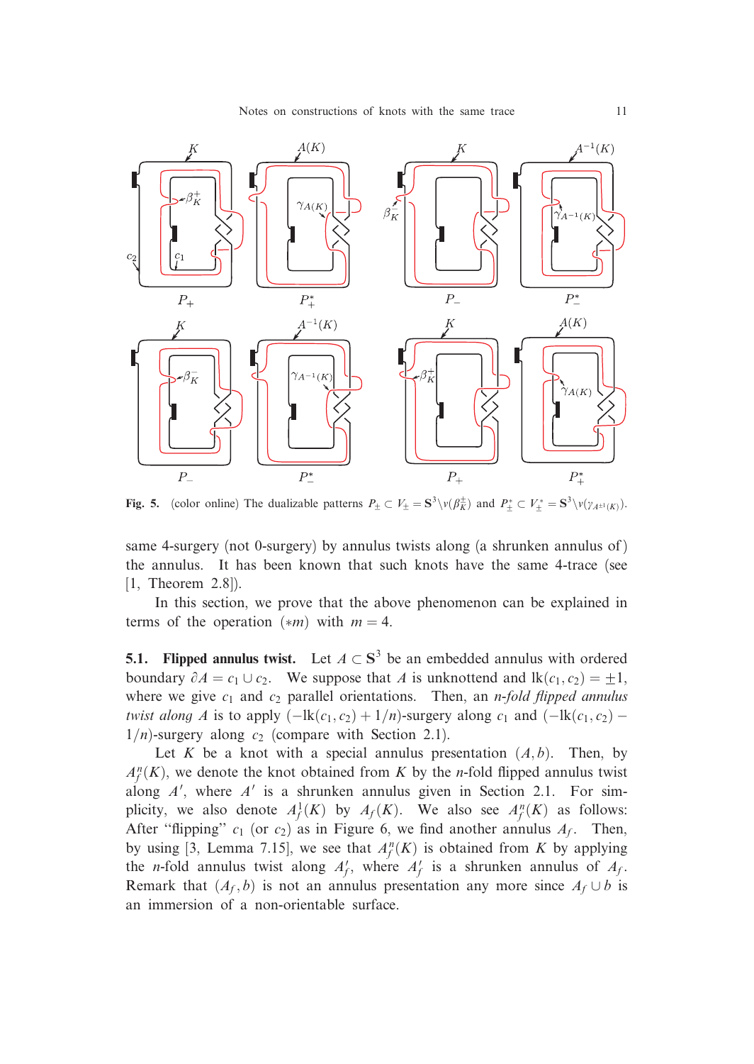**Fig. 5.** (color online) The dualizable patterns $P_\pm \subset V_\pm = \mathbf{S}^3 \backslash \nu(\beta_K^\pm)$ and $P_\pm^* \subset V_\pm^* = \mathbf{S}^3 \backslash \nu(\gamma_{A^{\pm 1}(K)})$.

same 4-surgery (not 0-surgery) by annulus twists along (a shrunken annulus of) the annulus. It has been known that such knots have the same 4-trace (see [1, Theorem 2.8]).

In this section, we prove that the above phenomenon can be explained in terms of the operation $(*m)$ with $m = 4$.

**5.1. Flipped annulus twist.** Let $A \subset \mathbf{S}^3$ be an embedded annulus with ordered boundary $\partial A = c_1 \cup c_2$. We suppose that $A$ is unknottend and $\mathrm{lk}(c_1, c_2) = \pm 1$, where we give $c_1$ and $c_2$ parallel orientations. Then, an *n-fold flipped annulus twist along* $A$ is to apply $(-\mathrm{lk}(c_1, c_2) + 1/n)$-surgery along $c_1$ and $(-\mathrm{lk}(c_1, c_2) - 1/n)$-surgery along $c_2$ (compare with Section 2.1).

Let $K$ be a knot with a special annulus presentation $(A, b)$. Then, by $A_f^n(K)$, we denote the knot obtained from $K$ by the $n$-fold flipped annulus twist along $A'$, where $A'$ is a shrunken annulus given in Section 2.1. For simplicity, we also denote $A_f^1(K)$ by $A_f(K)$. We also see $A_f^n(K)$ as follows: After "flipping" $c_1$ (or $c_2$) as in Figure 6, we find another annulus $A_f$. Then, by using [3, Lemma 7.15], we see that $A_f^n(K)$ is obtained from $K$ by applying the $n$-fold annulus twist along $A_f'$, where $A_f'$ is a shrunken annulus of $A_f$. Remark that $(A_f, b)$ is not an annulus presentation any more since $A_f \cup b$ is an immersion of a non-orientable surface.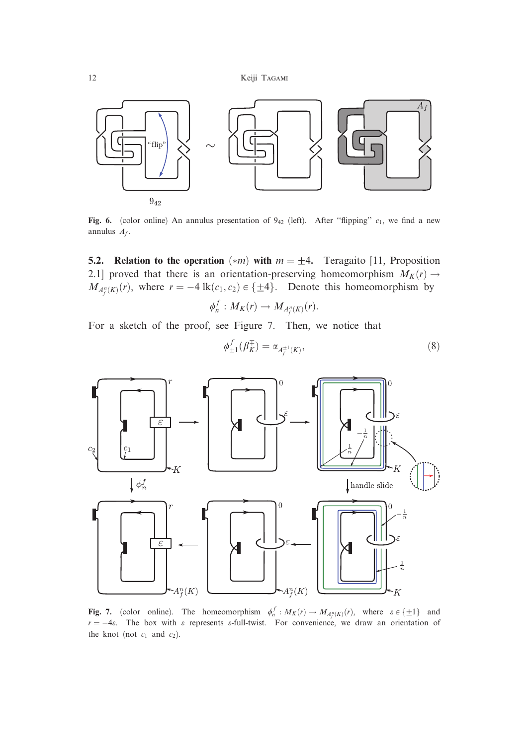**Fig. 6.** (color online) An annulus presentation of $9_{42}$ (left). After "flipping" $c_1$, we find a new annulus $A_f$.

**5.2. Relation to the operation $(*m)$ with $m = \pm 4$.** Teragaito [11, Proposition 2.1] proved that there is an orientation-preserving homeomorphism $M_K(r) \to M_{A_f^n(K)}(r)$, where $r = -4\,\mathrm{lk}(c_1, c_2) \in \{\pm 4\}$. Denote this homeomorphism by

$$\phi_n^f : M_K(r) \to M_{A_f^n(K)}(r).$$

For a sketch of the proof, see Figure 7. Then, we notice that

$$\phi_{\pm 1}^f(\beta_K^{\mp}) = \alpha_{A_f^{\pm 1}(K)}, \tag{8}$$

**Fig. 7.** (color online). The homeomorphism $\phi_n^f : M_K(r) \to M_{A_f^n(K)}(r)$, where $\varepsilon \in \{\pm 1\}$ and $r = -4\varepsilon$. The box with $\varepsilon$ represents $\varepsilon$-full-twist. For convenience, we draw an orientation of the knot (not $c_1$ and $c_2$).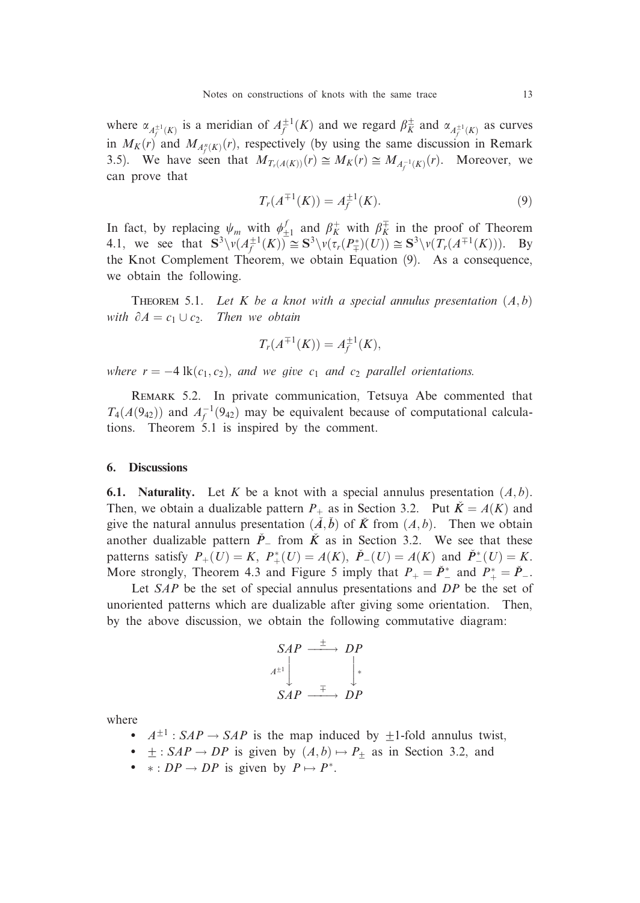where $\alpha_{A_f^{\pm 1}(K)}$ is a meridian of $A_f^{\pm 1}(K)$ and we regard $\beta_K^{\pm}$ and $\alpha_{A_f^{\pm 1}(K)}$ as curves in $M_K(r)$ and $M_{A_f^n(K)}(r)$, respectively (by using the same discussion in Remark 3.5). We have seen that $M_{T_r(A(K))}(r) \cong M_K(r) \cong M_{A_f^{-1}(K)}(r)$. Moreover, we can prove that

$$T_r(A^{\mp 1}(K)) = A_f^{\pm 1}(K). \tag{9}$$

In fact, by replacing $\psi_m$ with $\phi_{\pm 1}^f$ and $\beta_K^+$ with $\beta_K^{\mp}$ in the proof of Theorem 4.1, we see that $\mathbf{S}^3 \backslash \nu(A_f^{\pm 1}(K)) \cong \mathbf{S}^3 \backslash \nu(\tau_r(P_{\mp}^*)(U)) \cong \mathbf{S}^3 \backslash \nu(T_r(A^{\mp 1}(K)))$. By the Knot Complement Theorem, we obtain Equation (9). As a consequence, we obtain the following.

**Theorem 5.1.** *Let $K$ be a knot with a special annulus presentation $(A, b)$ with $\partial A = c_1 \cup c_2$. Then we obtain*

$$T_r(A^{\mp 1}(K)) = A_f^{\pm 1}(K),$$

*where $r = -4 \operatorname{lk}(c_1, c_2)$, and we give $c_1$ and $c_2$ parallel orientations.*

**Remark 5.2.** In private communication, Tetsuya Abe commented that $T_4(A(9_{42}))$ and $A_f^{-1}(9_{42})$ may be equivalent because of computational calculations. Theorem 5.1 is inspired by the comment.

## 6. Discussions

**6.1. Naturality.** Let $K$ be a knot with a special annulus presentation $(A, b)$. Then, we obtain a dualizable pattern $P_+$ as in Section 3.2. Put $\check{K} = A(K)$ and give the natural annulus presentation $(\check{A}, \check{b})$ of $\check{K}$ from $(A, b)$. Then we obtain another dualizable pattern $\check{P}_-$ from $\check{K}$ as in Section 3.2. We see that these patterns satisfy $P_+(U) = K$, $P_+^*(U) = A(K)$, $\check{P}_-(U) = A(K)$ and $\check{P}_-^*(U) = K$. More strongly, Theorem 4.3 and Figure 5 imply that $P_+ = \check{P}_-^*$ and $P_+^* = \check{P}_-$.

Let $SAP$ be the set of special annulus presentations and $DP$ be the set of unoriented patterns which are dualizable after giving some orientation. Then, by the above discussion, we obtain the following commutative diagram:

$$\begin{array}{ccc} SAP & \xrightarrow{\pm} & DP \\ {\scriptstyle A^{\pm 1}} \downarrow & & \downarrow {\scriptstyle *} \\ SAP & \xrightarrow{\mp} & DP \end{array}$$

where

- $A^{\pm 1} : SAP \to SAP$ is the map induced by $\pm 1$-fold annulus twist,
- $\pm : SAP \to DP$ is given by $(A, b) \mapsto P_{\pm}$ as in Section 3.2, and
- $* : DP \to DP$ is given by $P \mapsto P^*$.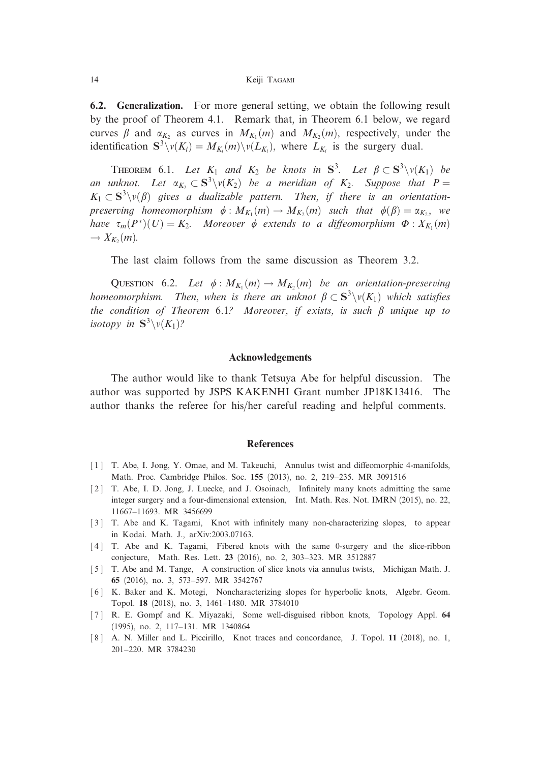**6.2. Generalization.** For more general setting, we obtain the following result by the proof of Theorem 4.1. Remark that, in Theorem 6.1 below, we regard curves $\beta$ and $\alpha_{K_2}$ as curves in $M_{K_1}(m)$ and $M_{K_2}(m)$, respectively, under the identification $\mathbf{S}^3 \backslash \nu(K_i) = M_{K_i}(m) \backslash \nu(L_{K_i})$, where $L_{K_i}$ is the surgery dual.

THEOREM 6.1. *Let $K_1$ and $K_2$ be knots in $\mathbf{S}^3$. Let $\beta \subset \mathbf{S}^3 \backslash \nu(K_1)$ be an unknot. Let $\alpha_{K_2} \subset \mathbf{S}^3 \backslash \nu(K_2)$ be a meridian of $K_2$. Suppose that $P = K_1 \subset \mathbf{S}^3 \backslash \nu(\beta)$ gives a dualizable pattern. Then, if there is an orientation-preserving homeomorphism $\phi : M_{K_1}(m) \to M_{K_2}(m)$ such that $\phi(\beta) = \alpha_{K_2}$, we have $\tau_m(P^*)(U) = K_2$. Moreover $\phi$ extends to a diffeomorphism $\Phi : X_{K_1}(m) \to X_{K_2}(m)$.*

The last claim follows from the same discussion as Theorem 3.2.

QUESTION 6.2. *Let $\phi : M_{K_1}(m) \to M_{K_2}(m)$ be an orientation-preserving homeomorphism. Then, when is there an unknot $\beta \subset \mathbf{S}^3 \backslash \nu(K_1)$ which satisfies the condition of Theorem 6.1? Moreover, if exists, is such $\beta$ unique up to isotopy in $\mathbf{S}^3 \backslash \nu(K_1)$?*

## Acknowledgements

The author would like to thank Tetsuya Abe for helpful discussion. The author was supported by JSPS KAKENHI Grant number JP18K13416. The author thanks the referee for his/her careful reading and helpful comments.

## References

[1] T. Abe, I. Jong, Y. Omae, and M. Takeuchi, Annulus twist and diffeomorphic 4-manifolds, Math. Proc. Cambridge Philos. Soc. **155** (2013), no. 2, 219–235. MR 3091516

[2] T. Abe, I. D. Jong, J. Luecke, and J. Osoinach, Infinitely many knots admitting the same integer surgery and a four-dimensional extension, Int. Math. Res. Not. IMRN (2015), no. 22, 11667–11693. MR 3456699

[3] T. Abe and K. Tagami, Knot with infinitely many non-characterizing slopes, to appear in Kodai. Math. J., arXiv:2003.07163.

[4] T. Abe and K. Tagami, Fibered knots with the same 0-surgery and the slice-ribbon conjecture, Math. Res. Lett. **23** (2016), no. 2, 303–323. MR 3512887

[5] T. Abe and M. Tange, A construction of slice knots via annulus twists, Michigan Math. J. **65** (2016), no. 3, 573–597. MR 3542767

[6] K. Baker and K. Motegi, Noncharacterizing slopes for hyperbolic knots, Algebr. Geom. Topol. **18** (2018), no. 3, 1461–1480. MR 3784010

[7] R. E. Gompf and K. Miyazaki, Some well-disguised ribbon knots, Topology Appl. **64** (1995), no. 2, 117–131. MR 1340864

[8] A. N. Miller and L. Piccirillo, Knot traces and concordance, J. Topol. **11** (2018), no. 1, 201–220. MR 3784230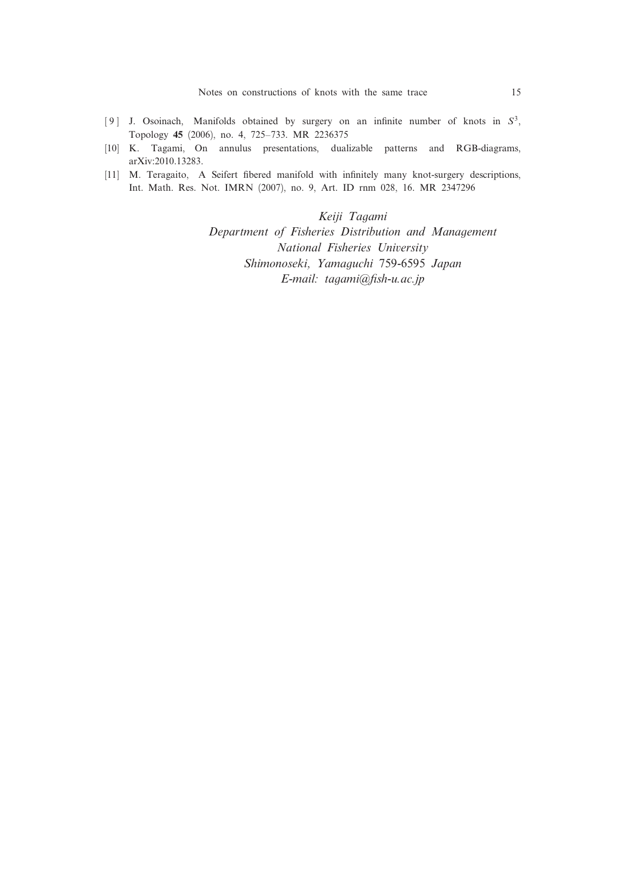[9] J. Osoinach, Manifolds obtained by surgery on an infinite number of knots in $S^3$, Topology **45** (2006), no. 4, 725–733. MR 2236375

[10] K. Tagami, On annulus presentations, dualizable patterns and RGB-diagrams, arXiv:2010.13283.

[11] M. Teragaito, A Seifert fibered manifold with infinitely many knot-surgery descriptions, Int. Math. Res. Not. IMRN (2007), no. 9, Art. ID rnm 028, 16. MR 2347296

*Keiji Tagami*
*Department of Fisheries Distribution and Management*
*National Fisheries University*
*Shimonoseki, Yamaguchi* 759-6595 *Japan*
*E-mail: tagami@fish-u.ac.jp*